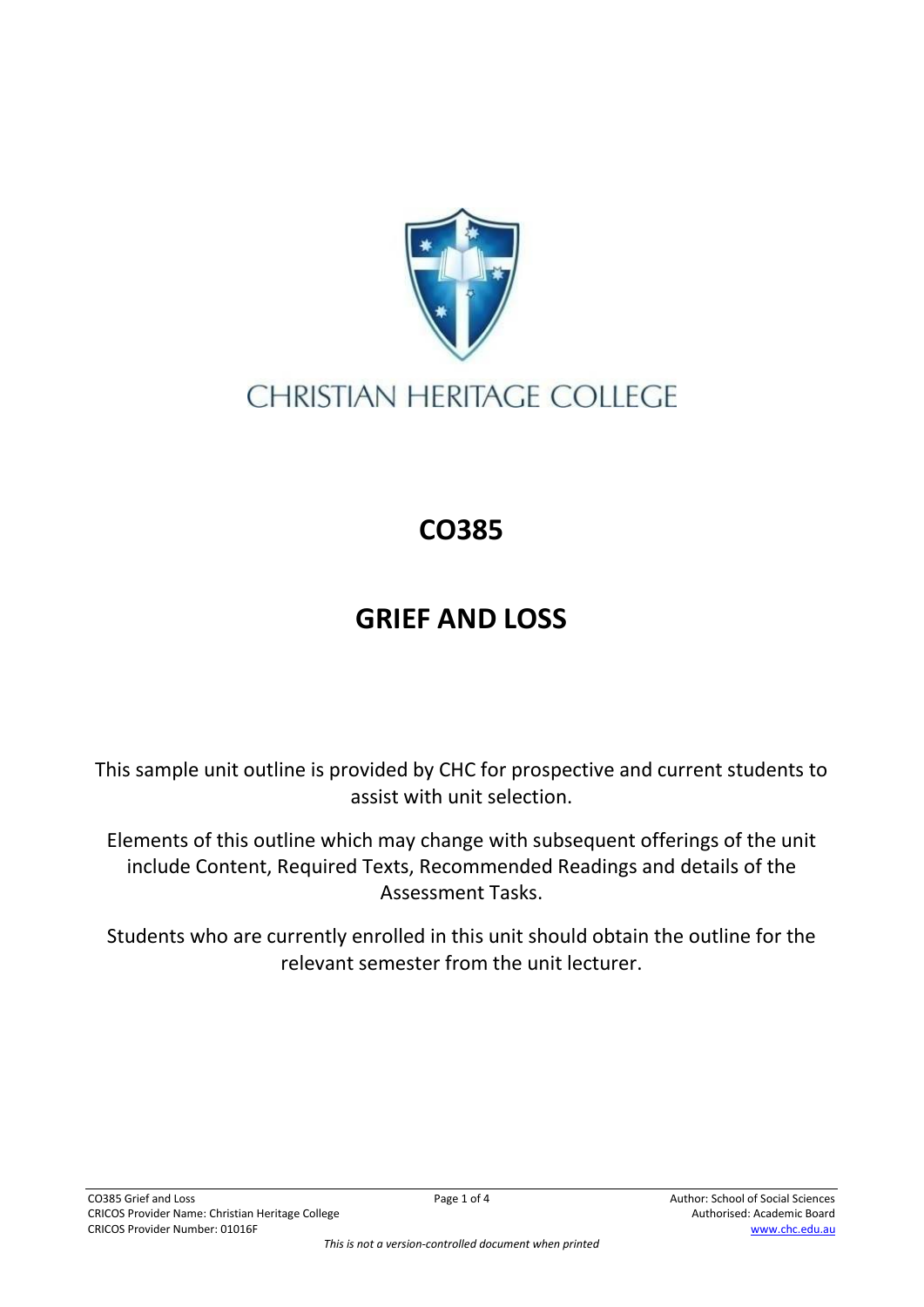CHRISTIAN HERITAGE COLLEGE

# CO385

# GRIEF AND LOSS

This sample unit outline is provided by CHC for prospective and current students to assist with unit selection.

Elements of this outline which may change with subsequent offerings of the unit include Content, Required Texts, Recommended Readings and details of the Assessment Tasks.

Students who are currently enrolled in this unit should obtain the outline for the relevant semester from the unit lecturer.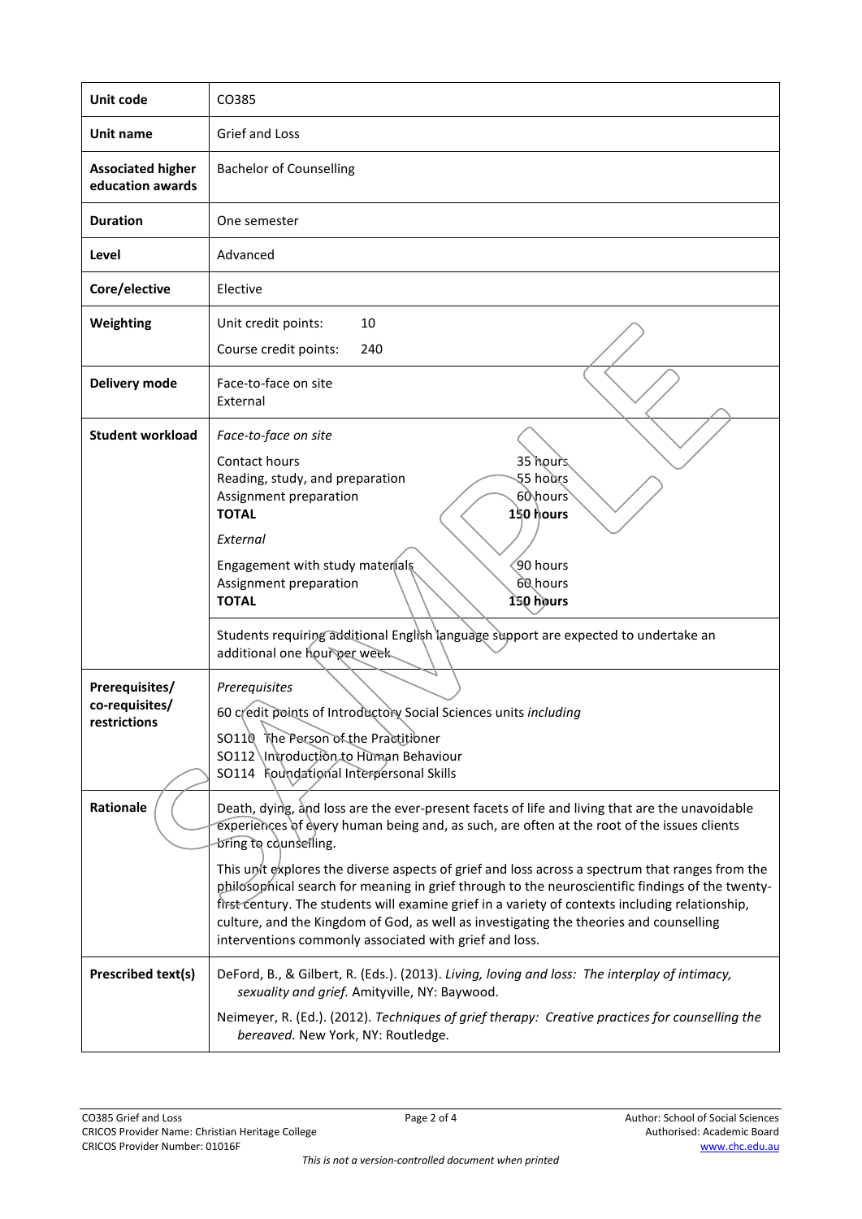| | |
|---|---|
| **Unit code** | CO385 |
| **Unit name** | Grief and Loss |
| **Associated higher education awards** | Bachelor of Counselling |
| **Duration** | One semester |
| **Level** | Advanced |
| **Core/elective** | Elective |
| **Weighting** | Unit credit points: 10<br>Course credit points: 240 |
| **Delivery mode** | Face-to-face on site<br>External |
| **Student workload** | *Face-to-face on site*<br>Contact hours — 35 hours<br>Reading, study, and preparation — 55 hours<br>Assignment preparation — 60 hours<br>**TOTAL — 150 hours**<br>*External*<br>Engagement with study materials — 90 hours<br>Assignment preparation — 60 hours<br>**TOTAL — 150 hours**<br>Students requiring additional English language support are expected to undertake an additional one hour per week. |
| **Prerequisites/ co-requisites/ restrictions** | *Prerequisites*<br>60 credit points of Introductory Social Sciences units *including*<br>SO110 The Person of the Practitioner<br>SO112 Introduction to Human Behaviour<br>SO114 Foundational Interpersonal Skills |
| **Rationale** | Death, dying, and loss are the ever-present facets of life and living that are the unavoidable experiences of every human being and, as such, are often at the root of the issues clients bring to counselling.<br>This unit explores the diverse aspects of grief and loss across a spectrum that ranges from the philosophical search for meaning in grief through to the neuroscientific findings of the twenty-first century. The students will examine grief in a variety of contexts including relationship, culture, and the Kingdom of God, as well as investigating the theories and counselling interventions commonly associated with grief and loss. |
| **Prescribed text(s)** | DeFord, B., & Gilbert, R. (Eds.). (2013). *Living, loving and loss: The interplay of intimacy, sexuality and grief.* Amityville, NY: Baywood.<br>Neimeyer, R. (Ed.). (2012). *Techniques of grief therapy: Creative practices for counselling the bereaved.* New York, NY: Routledge. |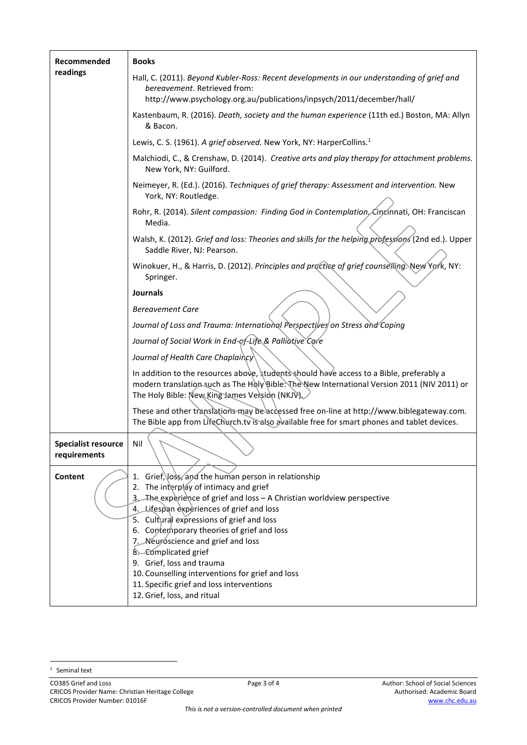| | |
|---|---|
| **Recommended readings** | **Books**<br><br>Hall, C. (2011). *Beyond Kubler-Ross: Recent developments in our understanding of grief and bereavement*. Retrieved from: http://www.psychology.org.au/publications/inpsych/2011/december/hall/<br><br>Kastenbaum, R. (2016). *Death, society and the human experience* (11th ed.) Boston, MA: Allyn & Bacon.<br><br>Lewis, C. S. (1961). *A grief observed.* New York, NY: HarperCollins.[1]<br><br>Malchiodi, C., & Crenshaw, D. (2014). *Creative arts and play therapy for attachment problems*. New York, NY: Guilford.<br><br>Neimeyer, R. (Ed.). (2016). *Techniques of grief therapy: Assessment and intervention.* New York, NY: Routledge.<br><br>Rohr, R. (2014). *Silent compassion: Finding God in Contemplation.* Cincinnati, OH: Franciscan Media.<br><br>Walsh, K. (2012). *Grief and loss: Theories and skills for the helping professions* (2nd ed.). Upper Saddle River, NJ: Pearson.<br><br>Winokuer, H., & Harris, D. (2012). *Principles and practice of grief counselling.* New York, NY: Springer.<br><br>**Journals**<br><br>*Bereavement Care*<br><br>*Journal of Loss and Trauma: International Perspectives on Stress and Coping*<br><br>*Journal of Social Work in End-of-Life & Palliative Care*<br><br>*Journal of Health Care Chaplaincy*<br><br>In addition to the resources above, students should have access to a Bible, preferably a modern translation such as The Holy Bible: The New International Version 2011 (NIV 2011) or The Holy Bible: New King James Version (NKJV).<br><br>These and other translations may be accessed free on-line at http://www.biblegateway.com. The Bible app from LifeChurch.tv is also available free for smart phones and tablet devices. |
| **Specialist resource requirements** | Nil |
| **Content** | 1. Grief, loss, and the human person in relationship<br>2. The interplay of intimacy and grief<br>3. The experience of grief and loss – A Christian worldview perspective<br>4. Lifespan experiences of grief and loss<br>5. Cultural expressions of grief and loss<br>6. Contemporary theories of grief and loss<br>7. Neuroscience and grief and loss<br>8. Complicated grief<br>9. Grief, loss and trauma<br>10. Counselling interventions for grief and loss<br>11. Specific grief and loss interventions<br>12. Grief, loss, and ritual |

[1] Seminal text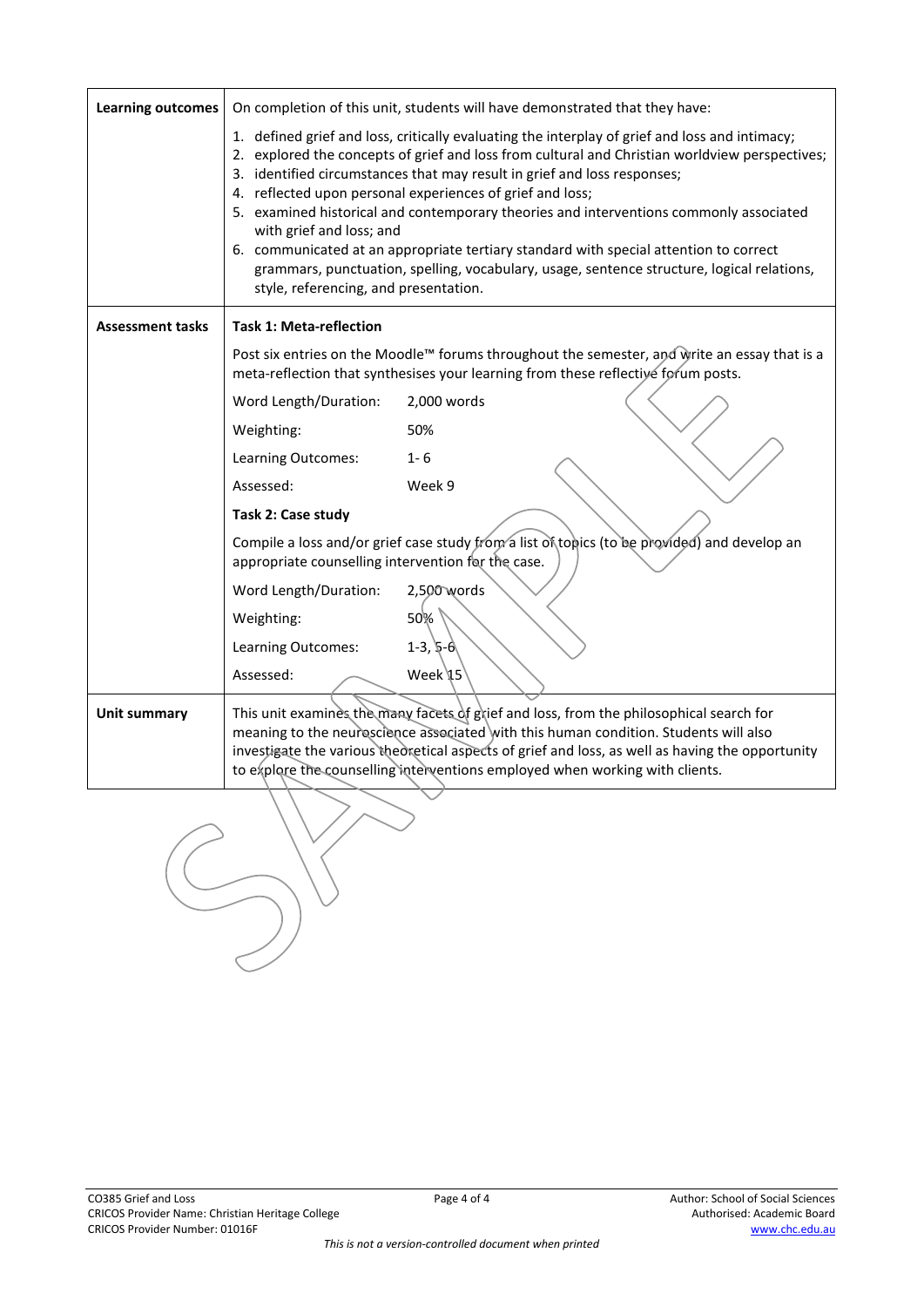| | |
|---|---|
| **Learning outcomes** | On completion of this unit, students will have demonstrated that they have:<br><br>1. defined grief and loss, critically evaluating the interplay of grief and loss and intimacy;<br>2. explored the concepts of grief and loss from cultural and Christian worldview perspectives;<br>3. identified circumstances that may result in grief and loss responses;<br>4. reflected upon personal experiences of grief and loss;<br>5. examined historical and contemporary theories and interventions commonly associated with grief and loss; and<br>6. communicated at an appropriate tertiary standard with special attention to correct grammars, punctuation, spelling, vocabulary, usage, sentence structure, logical relations, style, referencing, and presentation. |
| **Assessment tasks** | **Task 1: Meta-reflection**<br><br>Post six entries on the Moodle™ forums throughout the semester, and write an essay that is a meta-reflection that synthesises your learning from these reflective forum posts.<br><br>Word Length/Duration: 2,000 words<br>Weighting: 50%<br>Learning Outcomes: 1- 6<br>Assessed: Week 9<br><br>**Task 2: Case study**<br><br>Compile a loss and/or grief case study from a list of topics (to be provided) and develop an appropriate counselling intervention for the case.<br><br>Word Length/Duration: 2,500 words<br>Weighting: 50%<br>Learning Outcomes: 1-3, 5-6<br>Assessed: Week 15 |
| **Unit summary** | This unit examines the many facets of grief and loss, from the philosophical search for meaning to the neuroscience associated with this human condition. Students will also investigate the various theoretical aspects of grief and loss, as well as having the opportunity to explore the counselling interventions employed when working with clients. |